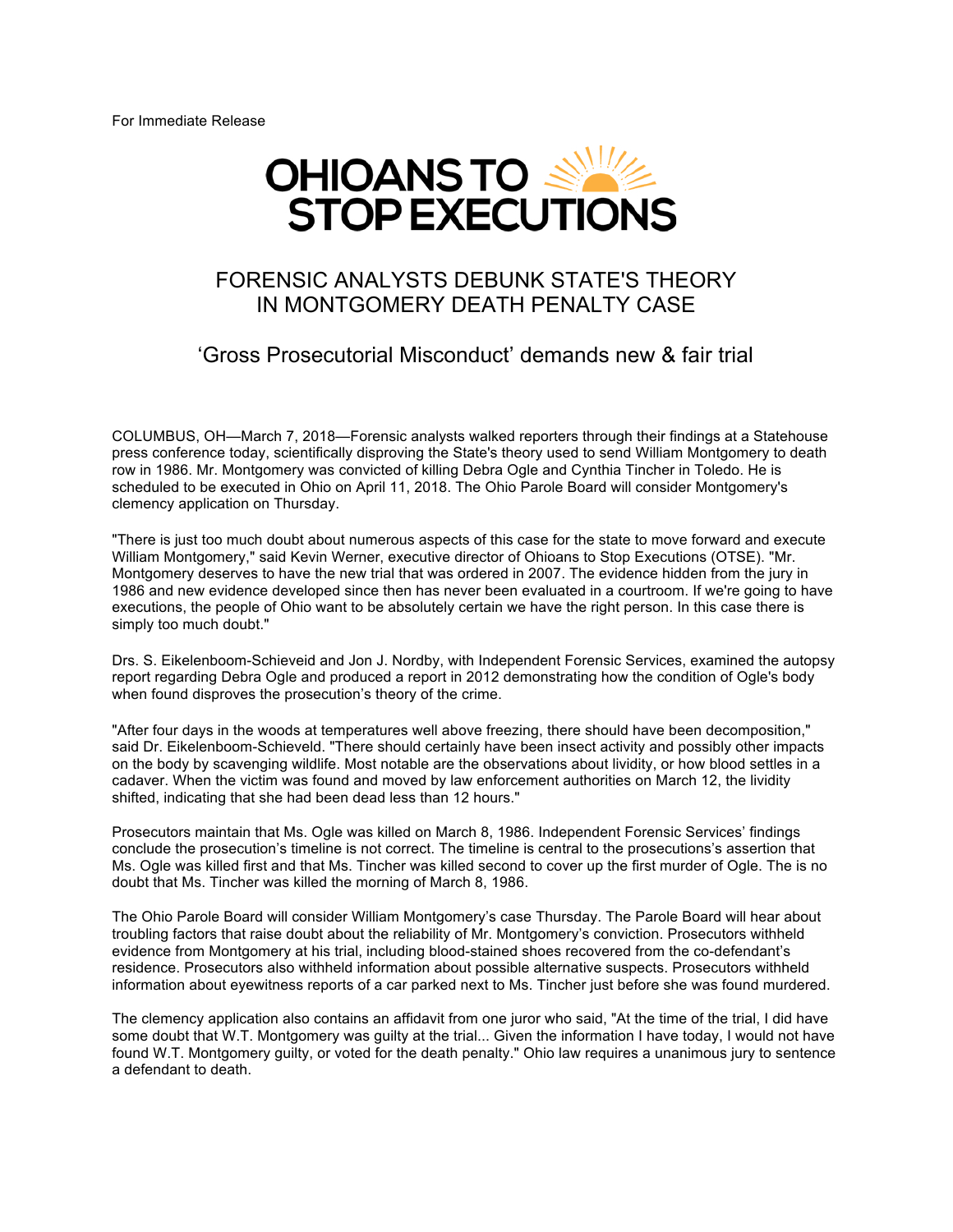For Immediate Release

# OHIOANS TO STOP EXECUTIONS

## FORENSIC ANALYSTS DEBUNK STATE'S THEORY IN MONTGOMERY DEATH PENALTY CASE

### 'Gross Prosecutorial Misconduct' demands new & fair trial

COLUMBUS, OH—March 7, 2018—Forensic analysts walked reporters through their findings at a Statehouse press conference today, scientifically disproving the State's theory used to send William Montgomery to death row in 1986. Mr. Montgomery was convicted of killing Debra Ogle and Cynthia Tincher in Toledo. He is scheduled to be executed in Ohio on April 11, 2018. The Ohio Parole Board will consider Montgomery's clemency application on Thursday.

"There is just too much doubt about numerous aspects of this case for the state to move forward and execute William Montgomery," said Kevin Werner, executive director of Ohioans to Stop Executions (OTSE). "Mr. Montgomery deserves to have the new trial that was ordered in 2007. The evidence hidden from the jury in 1986 and new evidence developed since then has never been evaluated in a courtroom. If we're going to have executions, the people of Ohio want to be absolutely certain we have the right person. In this case there is simply too much doubt."

Drs. S. Eikelenboom-Schieveid and Jon J. Nordby, with Independent Forensic Services, examined the autopsy report regarding Debra Ogle and produced a report in 2012 demonstrating how the condition of Ogle's body when found disproves the prosecution's theory of the crime.

"After four days in the woods at temperatures well above freezing, there should have been decomposition," said Dr. Eikelenboom-Schieveld. "There should certainly have been insect activity and possibly other impacts on the body by scavenging wildlife. Most notable are the observations about lividity, or how blood settles in a cadaver. When the victim was found and moved by law enforcement authorities on March 12, the lividity shifted, indicating that she had been dead less than 12 hours."

Prosecutors maintain that Ms. Ogle was killed on March 8, 1986. Independent Forensic Services' findings conclude the prosecution's timeline is not correct. The timeline is central to the prosecutions's assertion that Ms. Ogle was killed first and that Ms. Tincher was killed second to cover up the first murder of Ogle. The is no doubt that Ms. Tincher was killed the morning of March 8, 1986.

The Ohio Parole Board will consider William Montgomery's case Thursday. The Parole Board will hear about troubling factors that raise doubt about the reliability of Mr. Montgomery's conviction. Prosecutors withheld evidence from Montgomery at his trial, including blood-stained shoes recovered from the co-defendant's residence. Prosecutors also withheld information about possible alternative suspects. Prosecutors withheld information about eyewitness reports of a car parked next to Ms. Tincher just before she was found murdered.

The clemency application also contains an affidavit from one juror who said, "At the time of the trial, I did have some doubt that W.T. Montgomery was guilty at the trial... Given the information I have today, I would not have found W.T. Montgomery guilty, or voted for the death penalty." Ohio law requires a unanimous jury to sentence a defendant to death.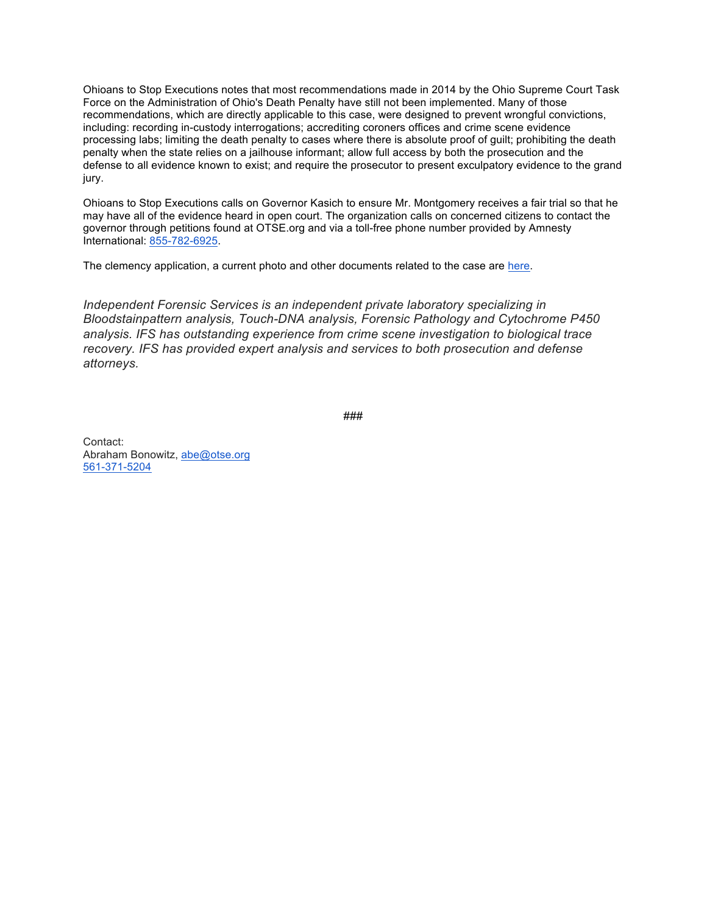Ohioans to Stop Executions notes that most recommendations made in 2014 by the Ohio Supreme Court Task Force on the Administration of Ohio's Death Penalty have still not been implemented. Many of those recommendations, which are directly applicable to this case, were designed to prevent wrongful convictions, including: recording in-custody interrogations; accrediting coroners offices and crime scene evidence processing labs; limiting the death penalty to cases where there is absolute proof of guilt; prohibiting the death penalty when the state relies on a jailhouse informant; allow full access by both the prosecution and the defense to all evidence known to exist; and require the prosecutor to present exculpatory evidence to the grand jury.

Ohioans to Stop Executions calls on Governor Kasich to ensure Mr. Montgomery receives a fair trial so that he may have all of the evidence heard in open court. The organization calls on concerned citizens to contact the governor through petitions found at OTSE.org and via a toll-free phone number provided by Amnesty International: 855-782-6925.

The clemency application, a current photo and other documents related to the case are here.

*Independent Forensic Services is an independent private laboratory specializing in Bloodstainpattern analysis, Touch-DNA analysis, Forensic Pathology and Cytochrome P450 analysis. IFS has outstanding experience from crime scene investigation to biological trace recovery. IFS has provided expert analysis and services to both prosecution and defense attorneys.*

###

Contact:
Abraham Bonowitz, abe@otse.org
561-371-5204